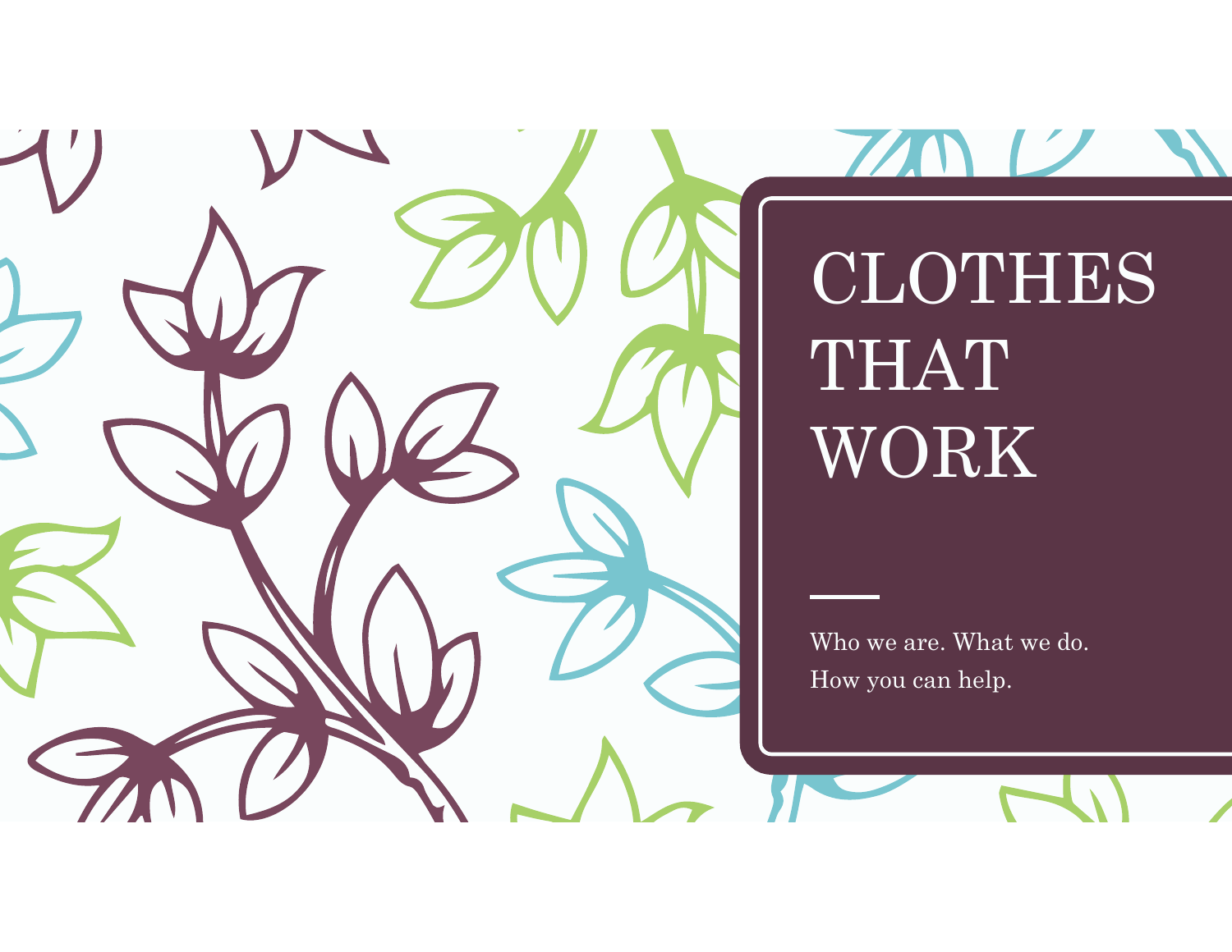# CLOTHES THAT WORK

Who we are. What we do.
How you can help.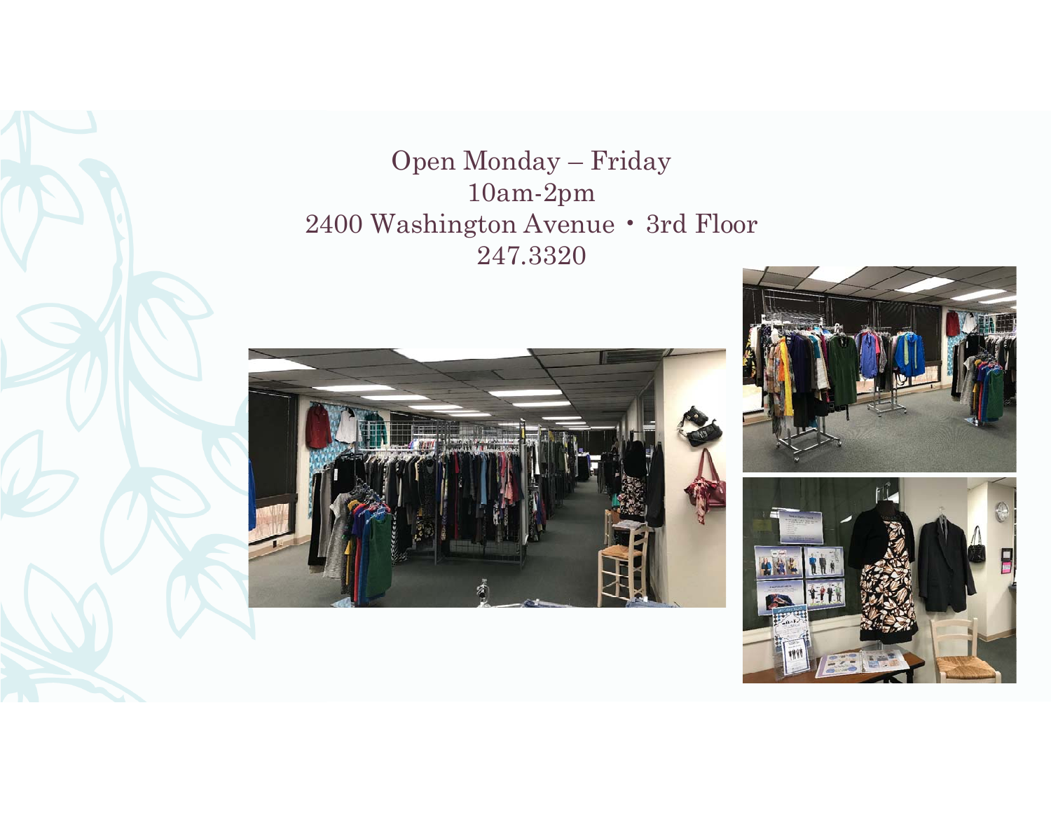Open Monday – Friday
10am-2pm
2400 Washington Avenue • 3rd Floor
247.3320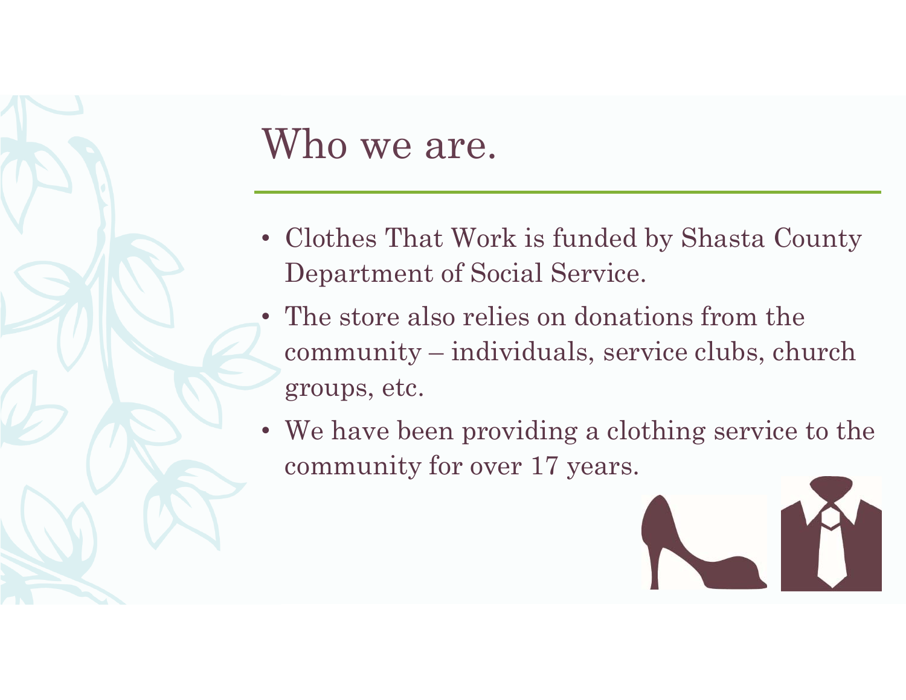# Who we are.

- Clothes That Work is funded by Shasta County Department of Social Service.
- The store also relies on donations from the community – individuals, service clubs, church groups, etc.
- We have been providing a clothing service to the community for over 17 years.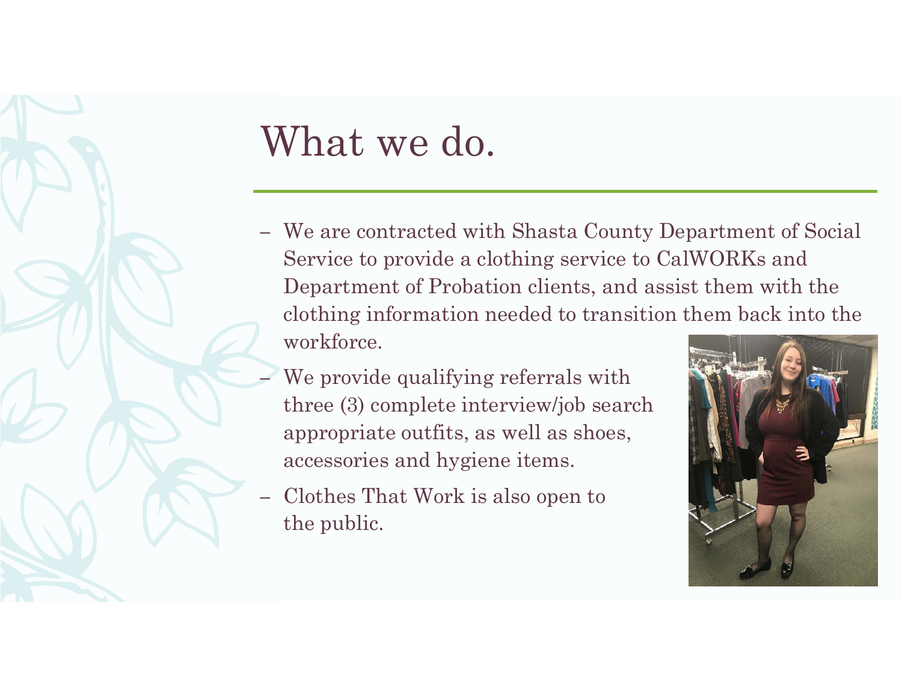# What we do.

- We are contracted with Shasta County Department of Social Service to provide a clothing service to CalWORKs and Department of Probation clients, and assist them with the clothing information needed to transition them back into the workforce.
- We provide qualifying referrals with three (3) complete interview/job search appropriate outfits, as well as shoes, accessories and hygiene items.
- Clothes That Work is also open to the public.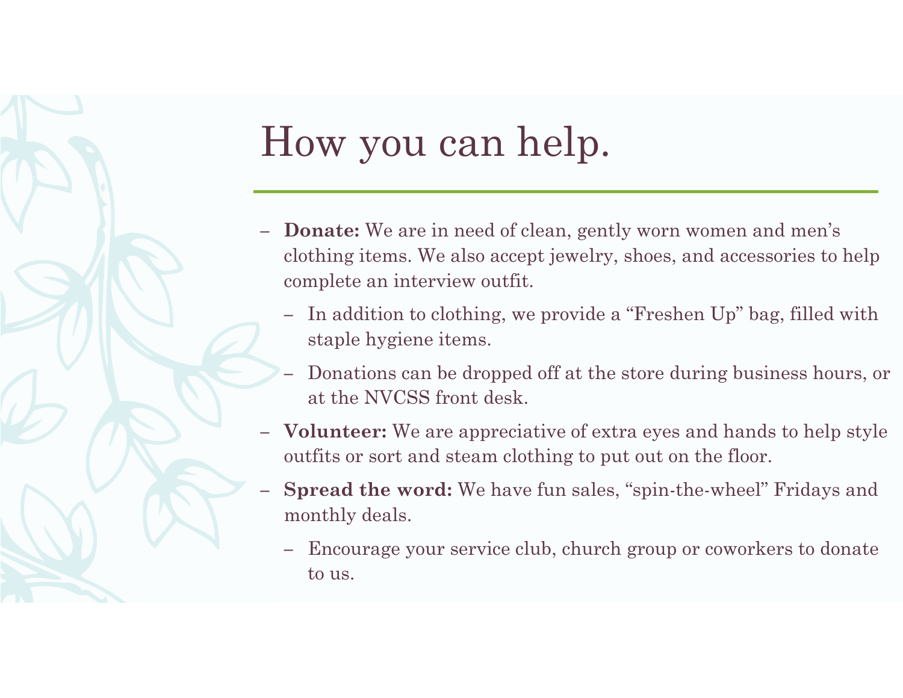# How you can help.

- **Donate:** We are in need of clean, gently worn women and men's clothing items. We also accept jewelry, shoes, and accessories to help complete an interview outfit.
  - In addition to clothing, we provide a "Freshen Up" bag, filled with staple hygiene items.
  - Donations can be dropped off at the store during business hours, or at the NVCSS front desk.
- **Volunteer:** We are appreciative of extra eyes and hands to help style outfits or sort and steam clothing to put out on the floor.
- **Spread the word:** We have fun sales, "spin-the-wheel" Fridays and monthly deals.
  - Encourage your service club, church group or coworkers to donate to us.